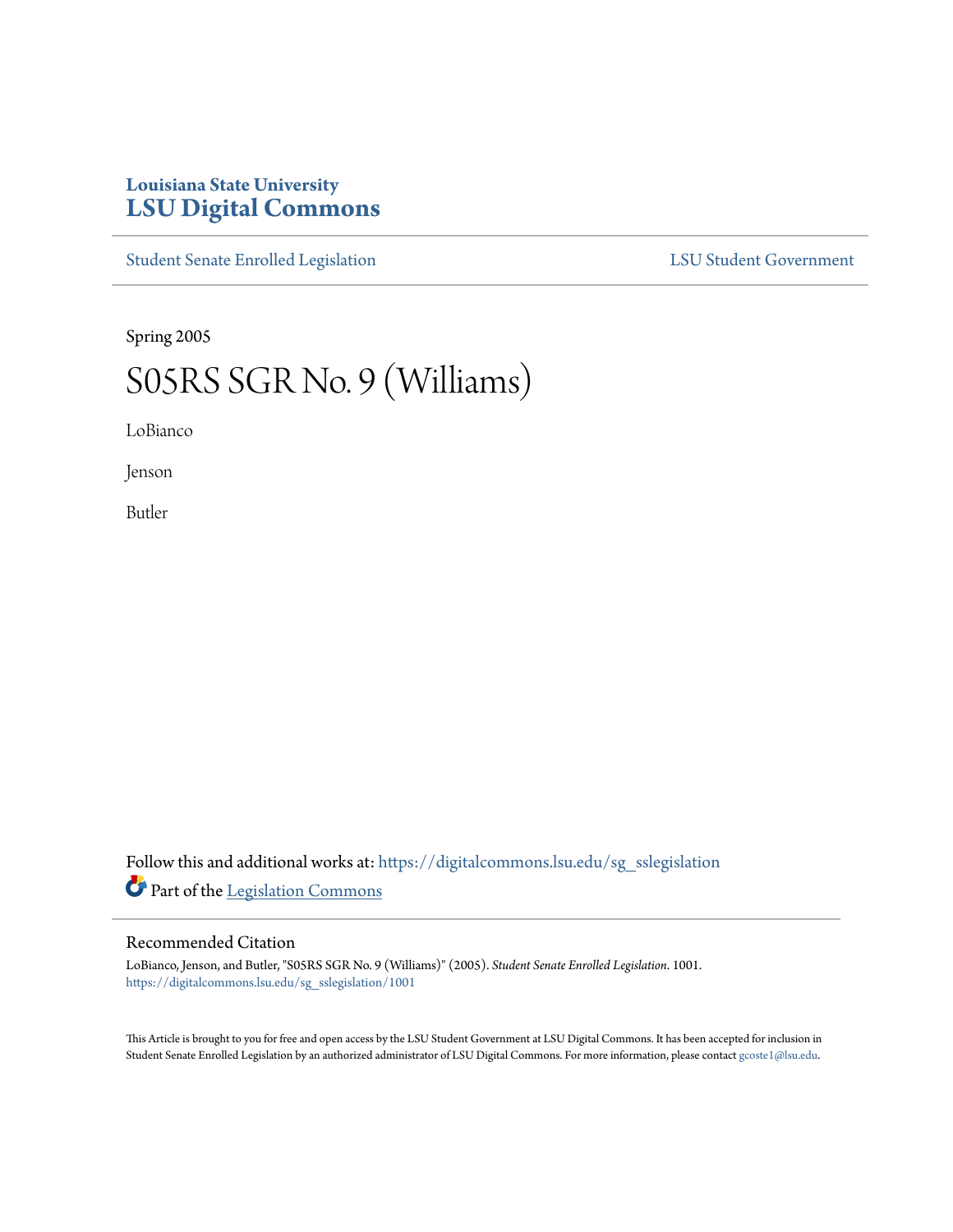Louisiana State University

# LSU Digital Commons

Student Senate Enrolled Legislation | LSU Student Government

Spring 2005

# S05RS SGR No. 9 (Williams)

LoBianco

Jenson

Butler

Follow this and additional works at: https://digitalcommons.lsu.edu/sg_sslegislation

Part of the Legislation Commons

## Recommended Citation

LoBianco, Jenson, and Butler, "S05RS SGR No. 9 (Williams)" (2005). *Student Senate Enrolled Legislation*. 1001.
https://digitalcommons.lsu.edu/sg_sslegislation/1001

This Article is brought to you for free and open access by the LSU Student Government at LSU Digital Commons. It has been accepted for inclusion in Student Senate Enrolled Legislation by an authorized administrator of LSU Digital Commons. For more information, please contact gcoste1@lsu.edu.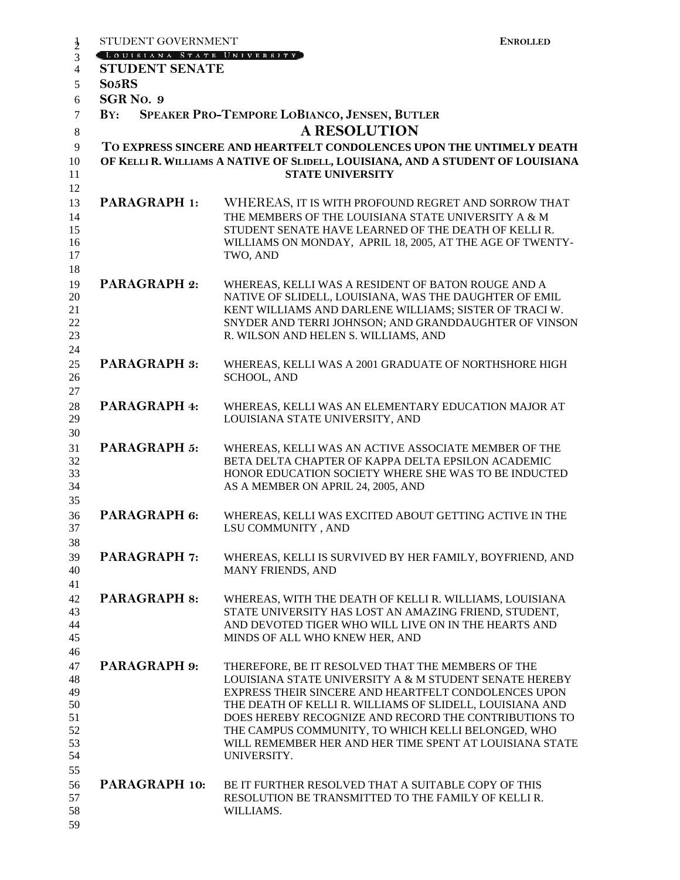STUDENT GOVERNMENT **ENROLLED**

LOUISIANA STATE UNIVERSITY

**STUDENT SENATE**

**S05RS**

**SGR NO. 9**

**BY: SPEAKER PRO-TEMPORE LOBIANCO, JENSEN, BUTLER**

# A RESOLUTION

**TO EXPRESS SINCERE AND HEARTFELT CONDOLENCES UPON THE UNTIMELY DEATH OF KELLI R. WILLIAMS A NATIVE OF SLIDELL, LOUISIANA, AND A STUDENT OF LOUISIANA STATE UNIVERSITY**

**PARAGRAPH 1:** WHEREAS, IT IS WITH PROFOUND REGRET AND SORROW THAT THE MEMBERS OF THE LOUISIANA STATE UNIVERSITY A & M STUDENT SENATE HAVE LEARNED OF THE DEATH OF KELLI R. WILLIAMS ON MONDAY, APRIL 18, 2005, AT THE AGE OF TWENTY-TWO, AND

**PARAGRAPH 2:** WHEREAS, KELLI WAS A RESIDENT OF BATON ROUGE AND A NATIVE OF SLIDELL, LOUISIANA, WAS THE DAUGHTER OF EMIL KENT WILLIAMS AND DARLENE WILLIAMS; SISTER OF TRACI W. SNYDER AND TERRI JOHNSON; AND GRANDDAUGHTER OF VINSON R. WILSON AND HELEN S. WILLIAMS, AND

**PARAGRAPH 3:** WHEREAS, KELLI WAS A 2001 GRADUATE OF NORTHSHORE HIGH SCHOOL, AND

**PARAGRAPH 4:** WHEREAS, KELLI WAS AN ELEMENTARY EDUCATION MAJOR AT LOUISIANA STATE UNIVERSITY, AND

**PARAGRAPH 5:** WHEREAS, KELLI WAS AN ACTIVE ASSOCIATE MEMBER OF THE BETA DELTA CHAPTER OF KAPPA DELTA EPSILON ACADEMIC HONOR EDUCATION SOCIETY WHERE SHE WAS TO BE INDUCTED AS A MEMBER ON APRIL 24, 2005, AND

**PARAGRAPH 6:** WHEREAS, KELLI WAS EXCITED ABOUT GETTING ACTIVE IN THE LSU COMMUNITY , AND

**PARAGRAPH 7:** WHEREAS, KELLI IS SURVIVED BY HER FAMILY, BOYFRIEND, AND MANY FRIENDS, AND

**PARAGRAPH 8:** WHEREAS, WITH THE DEATH OF KELLI R. WILLIAMS, LOUISIANA STATE UNIVERSITY HAS LOST AN AMAZING FRIEND, STUDENT, AND DEVOTED TIGER WHO WILL LIVE ON IN THE HEARTS AND MINDS OF ALL WHO KNEW HER, AND

**PARAGRAPH 9:** THEREFORE, BE IT RESOLVED THAT THE MEMBERS OF THE LOUISIANA STATE UNIVERSITY A & M STUDENT SENATE HEREBY EXPRESS THEIR SINCERE AND HEARTFELT CONDOLENCES UPON THE DEATH OF KELLI R. WILLIAMS OF SLIDELL, LOUISIANA AND DOES HEREBY RECOGNIZE AND RECORD THE CONTRIBUTIONS TO THE CAMPUS COMMUNITY, TO WHICH KELLI BELONGED, WHO WILL REMEMBER HER AND HER TIME SPENT AT LOUISIANA STATE UNIVERSITY.

**PARAGRAPH 10:** BE IT FURTHER RESOLVED THAT A SUITABLE COPY OF THIS RESOLUTION BE TRANSMITTED TO THE FAMILY OF KELLI R. WILLIAMS.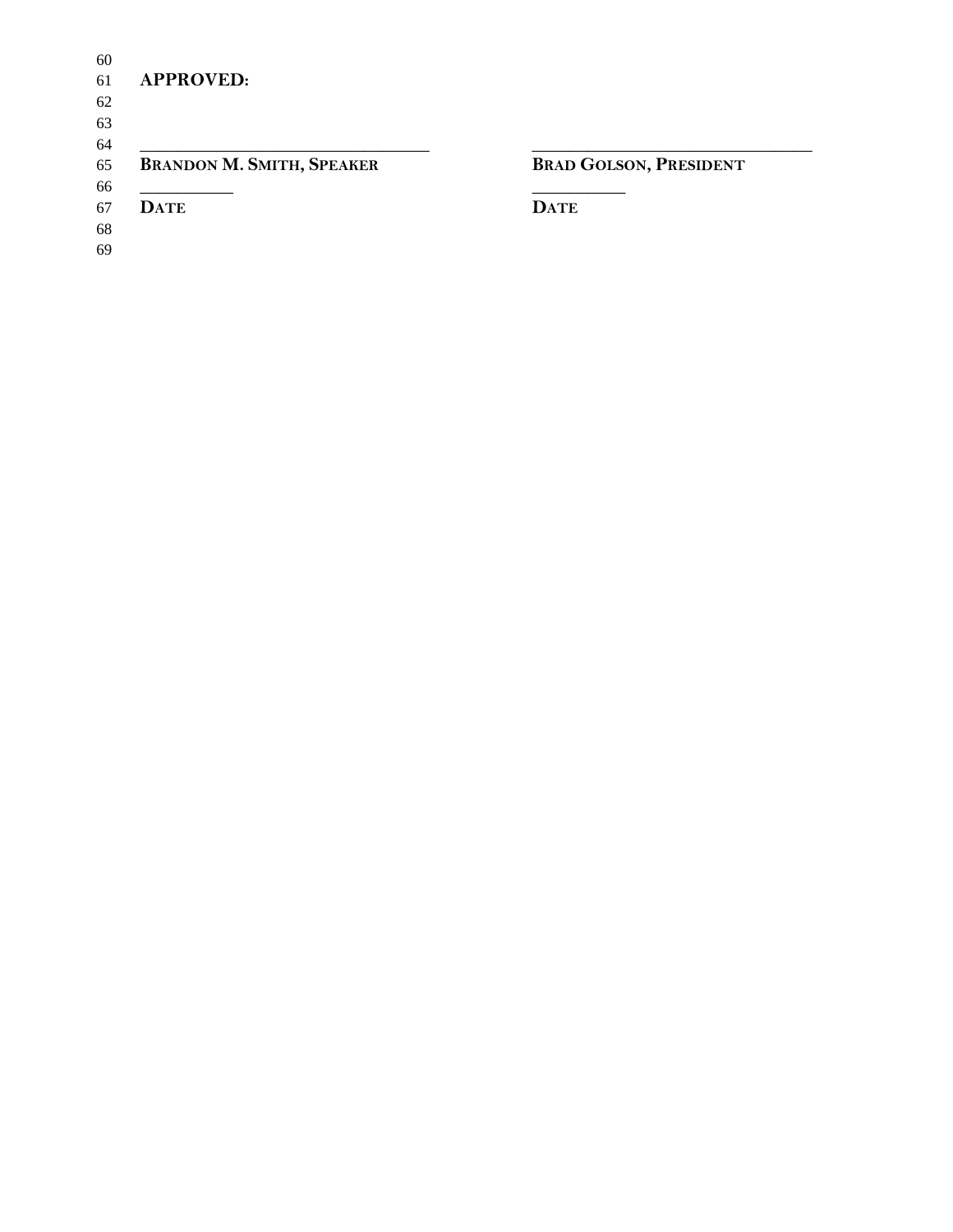**APPROVED:**

\_\_\_\_\_\_\_\_\_\_\_\_\_\_\_\_\_\_\_\_\_\_\_\_\_\_\_\_\_\_\_\_\_\_\_
**BRANDON M. SMITH, SPEAKER**

\_\_\_\_\_\_\_\_\_\_\_
**DATE**

\_\_\_\_\_\_\_\_\_\_\_\_\_\_\_\_\_\_\_\_\_\_\_\_\_\_\_\_\_\_\_\_\_\_\_
**BRAD GOLSON, PRESIDENT**

\_\_\_\_\_\_\_\_\_\_\_
**DATE**